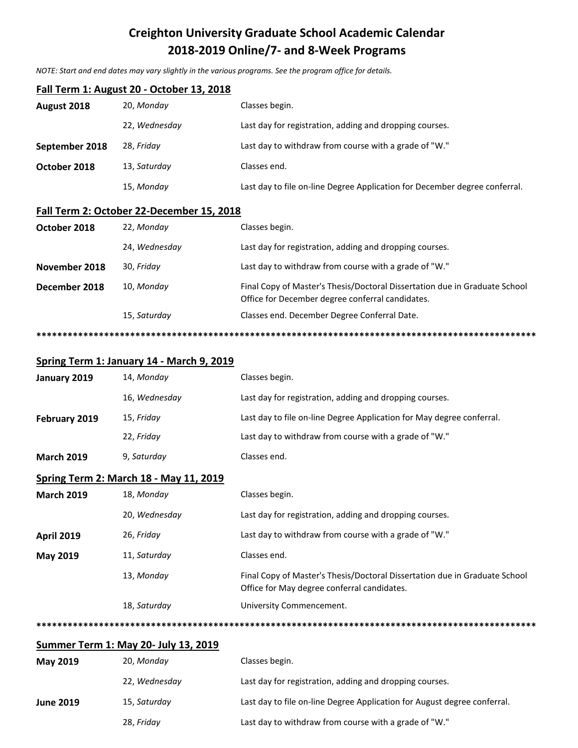# Creighton University Graduate School Academic Calendar
# 2018-2019 Online/7- and 8-Week Programs

*NOTE: Start and end dates may vary slightly in the various programs. See the program office for details.*

**Fall Term 1: August 20 - October 13, 2018**

| | | |
|---|---|---|
| **August 2018** | 20, *Monday* | Classes begin. |
| | 22, *Wednesday* | Last day for registration, adding and dropping courses. |
| **September 2018** | 28, *Friday* | Last day to withdraw from course with a grade of "W." |
| **October 2018** | 13, *Saturday* | Classes end. |
| | 15, *Monday* | Last day to file on-line Degree Application for December degree conferral. |

**Fall Term 2: October 22-December 15, 2018**

| | | |
|---|---|---|
| **October 2018** | 22, *Monday* | Classes begin. |
| | 24, *Wednesday* | Last day for registration, adding and dropping courses. |
| **November 2018** | 30, *Friday* | Last day to withdraw from course with a grade of "W." |
| **December 2018** | 10, *Monday* | Final Copy of Master's Thesis/Doctoral Dissertation due in Graduate School Office for December degree conferral candidates. |
| | 15, *Saturday* | Classes end. December Degree Conferral Date. |

****************************************************************************************************

**Spring Term 1: January 14 - March 9, 2019**

| | | |
|---|---|---|
| **January 2019** | 14, *Monday* | Classes begin. |
| | 16, *Wednesday* | Last day for registration, adding and dropping courses. |
| **February 2019** | 15, *Friday* | Last day to file on-line Degree Application for May degree conferral. |
| | 22, *Friday* | Last day to withdraw from course with a grade of "W." |
| **March 2019** | 9, *Saturday* | Classes end. |

**Spring Term 2: March 18 - May 11, 2019**

| | | |
|---|---|---|
| **March 2019** | 18, *Monday* | Classes begin. |
| | 20, *Wednesday* | Last day for registration, adding and dropping courses. |
| **April 2019** | 26, *Friday* | Last day to withdraw from course with a grade of "W." |
| **May 2019** | 11, *Saturday* | Classes end. |
| | 13, *Monday* | Final Copy of Master's Thesis/Doctoral Dissertation due in Graduate School Office for May degree conferral candidates. |
| | 18, *Saturday* | University Commencement. |

****************************************************************************************************

**Summer Term 1: May 20- July 13, 2019**

| | | |
|---|---|---|
| **May 2019** | 20, *Monday* | Classes begin. |
| | 22, *Wednesday* | Last day for registration, adding and dropping courses. |
| **June 2019** | 15, *Saturday* | Last day to file on-line Degree Application for August degree conferral. |
| | 28, *Friday* | Last day to withdraw from course with a grade of "W." |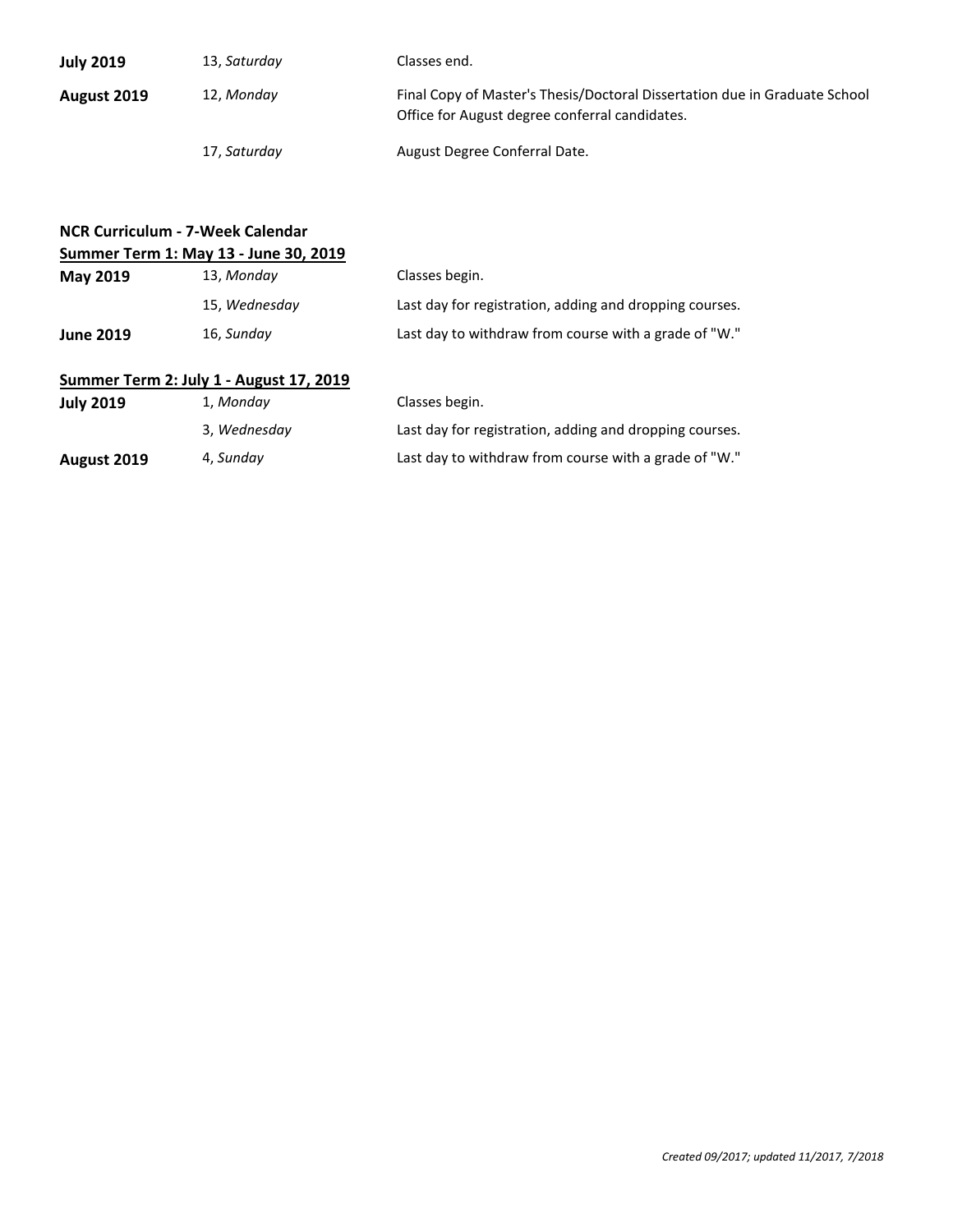| | | |
|---|---|---|
| **July 2019** | 13, *Saturday* | Classes end. |
| **August 2019** | 12, *Monday* | Final Copy of Master's Thesis/Doctoral Dissertation due in Graduate School Office for August degree conferral candidates. |
| | 17, *Saturday* | August Degree Conferral Date. |

**NCR Curriculum - 7-Week Calendar**

**<u>Summer Term 1: May 13 - June 30, 2019</u>**

| | | |
|---|---|---|
| **May 2019** | 13, *Monday* | Classes begin. |
| | 15, *Wednesday* | Last day for registration, adding and dropping courses. |
| **June 2019** | 16, *Sunday* | Last day to withdraw from course with a grade of "W." |

**<u>Summer Term 2: July 1 - August 17, 2019</u>**

| | | |
|---|---|---|
| **July 2019** | 1, *Monday* | Classes begin. |
| | 3, *Wednesday* | Last day for registration, adding and dropping courses. |
| **August 2019** | 4, *Sunday* | Last day to withdraw from course with a grade of "W." |

*Created 09/2017; updated 11/2017, 7/2018*